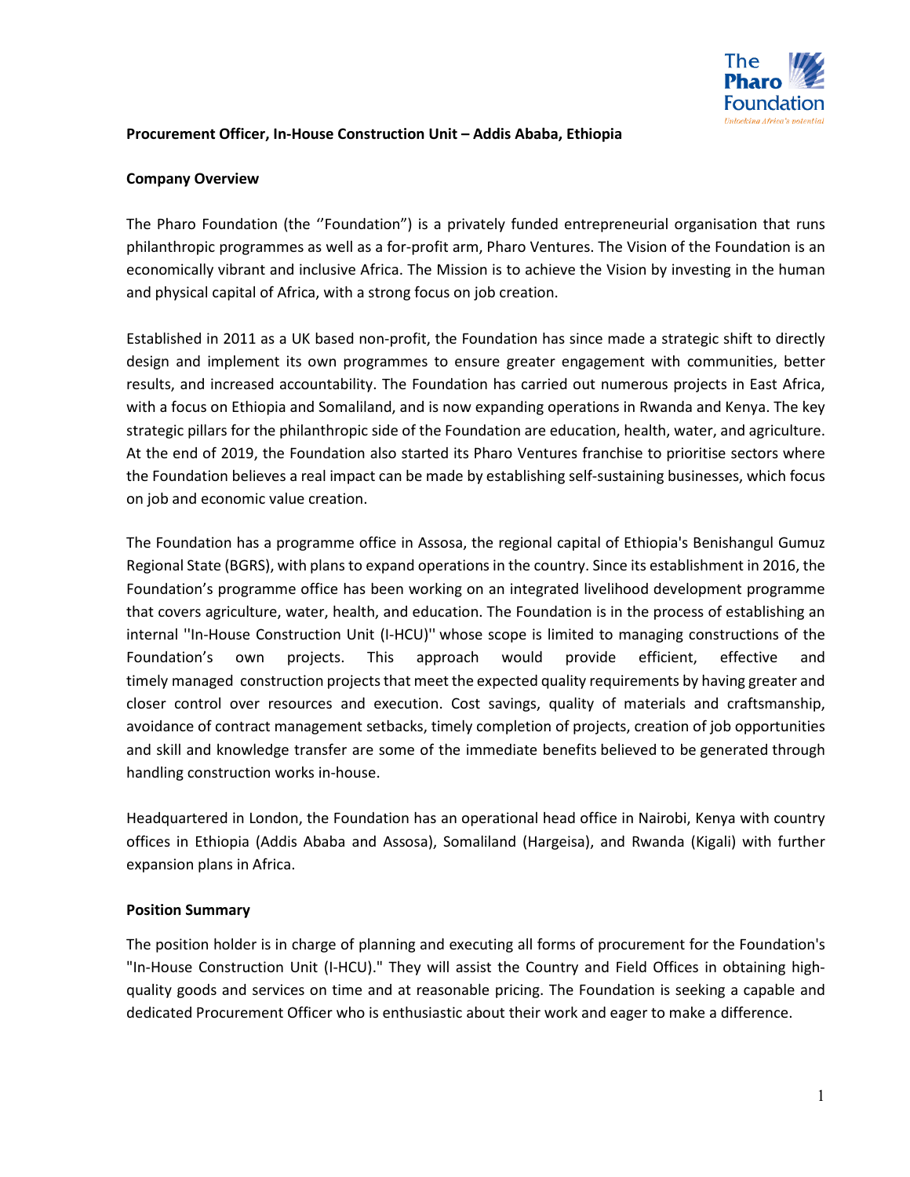**Procurement Officer, In-House Construction Unit – Addis Ababa, Ethiopia**

**Company Overview**

The Pharo Foundation (the ''Foundation") is a privately funded entrepreneurial organisation that runs philanthropic programmes as well as a for-profit arm, Pharo Ventures. The Vision of the Foundation is an economically vibrant and inclusive Africa. The Mission is to achieve the Vision by investing in the human and physical capital of Africa, with a strong focus on job creation.

Established in 2011 as a UK based non-profit, the Foundation has since made a strategic shift to directly design and implement its own programmes to ensure greater engagement with communities, better results, and increased accountability. The Foundation has carried out numerous projects in East Africa, with a focus on Ethiopia and Somaliland, and is now expanding operations in Rwanda and Kenya. The key strategic pillars for the philanthropic side of the Foundation are education, health, water, and agriculture. At the end of 2019, the Foundation also started its Pharo Ventures franchise to prioritise sectors where the Foundation believes a real impact can be made by establishing self-sustaining businesses, which focus on job and economic value creation.

The Foundation has a programme office in Assosa, the regional capital of Ethiopia's Benishangul Gumuz Regional State (BGRS), with plans to expand operations in the country. Since its establishment in 2016, the Foundation's programme office has been working on an integrated livelihood development programme that covers agriculture, water, health, and education. The Foundation is in the process of establishing an internal ''In-House Construction Unit (I-HCU)'' whose scope is limited to managing constructions of the Foundation's own projects. This approach would provide efficient, effective and timely managed construction projects that meet the expected quality requirements by having greater and closer control over resources and execution. Cost savings, quality of materials and craftsmanship, avoidance of contract management setbacks, timely completion of projects, creation of job opportunities and skill and knowledge transfer are some of the immediate benefits believed to be generated through handling construction works in-house.

Headquartered in London, the Foundation has an operational head office in Nairobi, Kenya with country offices in Ethiopia (Addis Ababa and Assosa), Somaliland (Hargeisa), and Rwanda (Kigali) with further expansion plans in Africa.

**Position Summary**

The position holder is in charge of planning and executing all forms of procurement for the Foundation's "In-House Construction Unit (I-HCU)." They will assist the Country and Field Offices in obtaining high-quality goods and services on time and at reasonable pricing. The Foundation is seeking a capable and dedicated Procurement Officer who is enthusiastic about their work and eager to make a difference.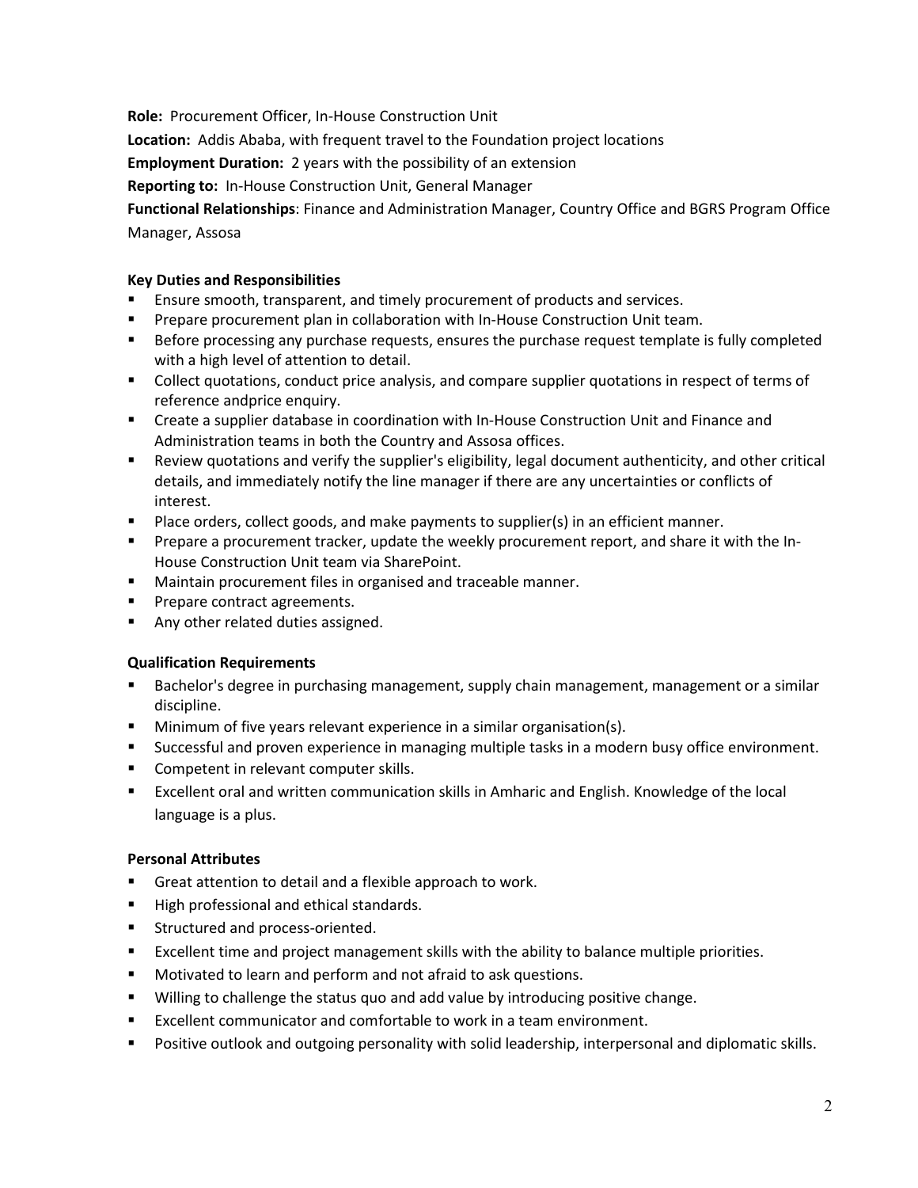**Role:** Procurement Officer, In-House Construction Unit

**Location:** Addis Ababa, with frequent travel to the Foundation project locations

**Employment Duration:** 2 years with the possibility of an extension

**Reporting to:** In-House Construction Unit, General Manager

**Functional Relationships**: Finance and Administration Manager, Country Office and BGRS Program Office Manager, Assosa

**Key Duties and Responsibilities**

- Ensure smooth, transparent, and timely procurement of products and services.
- Prepare procurement plan in collaboration with In-House Construction Unit team.
- Before processing any purchase requests, ensures the purchase request template is fully completed with a high level of attention to detail.
- Collect quotations, conduct price analysis, and compare supplier quotations in respect of terms of reference andprice enquiry.
- Create a supplier database in coordination with In-House Construction Unit and Finance and Administration teams in both the Country and Assosa offices.
- Review quotations and verify the supplier's eligibility, legal document authenticity, and other critical details, and immediately notify the line manager if there are any uncertainties or conflicts of interest.
- Place orders, collect goods, and make payments to supplier(s) in an efficient manner.
- Prepare a procurement tracker, update the weekly procurement report, and share it with the In-House Construction Unit team via SharePoint.
- Maintain procurement files in organised and traceable manner.
- Prepare contract agreements.
- Any other related duties assigned.

**Qualification Requirements**

- Bachelor's degree in purchasing management, supply chain management, management or a similar discipline.
- Minimum of five years relevant experience in a similar organisation(s).
- Successful and proven experience in managing multiple tasks in a modern busy office environment.
- Competent in relevant computer skills.
- Excellent oral and written communication skills in Amharic and English. Knowledge of the local language is a plus.

**Personal Attributes**

- Great attention to detail and a flexible approach to work.
- High professional and ethical standards.
- Structured and process-oriented.
- Excellent time and project management skills with the ability to balance multiple priorities.
- Motivated to learn and perform and not afraid to ask questions.
- Willing to challenge the status quo and add value by introducing positive change.
- Excellent communicator and comfortable to work in a team environment.
- Positive outlook and outgoing personality with solid leadership, interpersonal and diplomatic skills.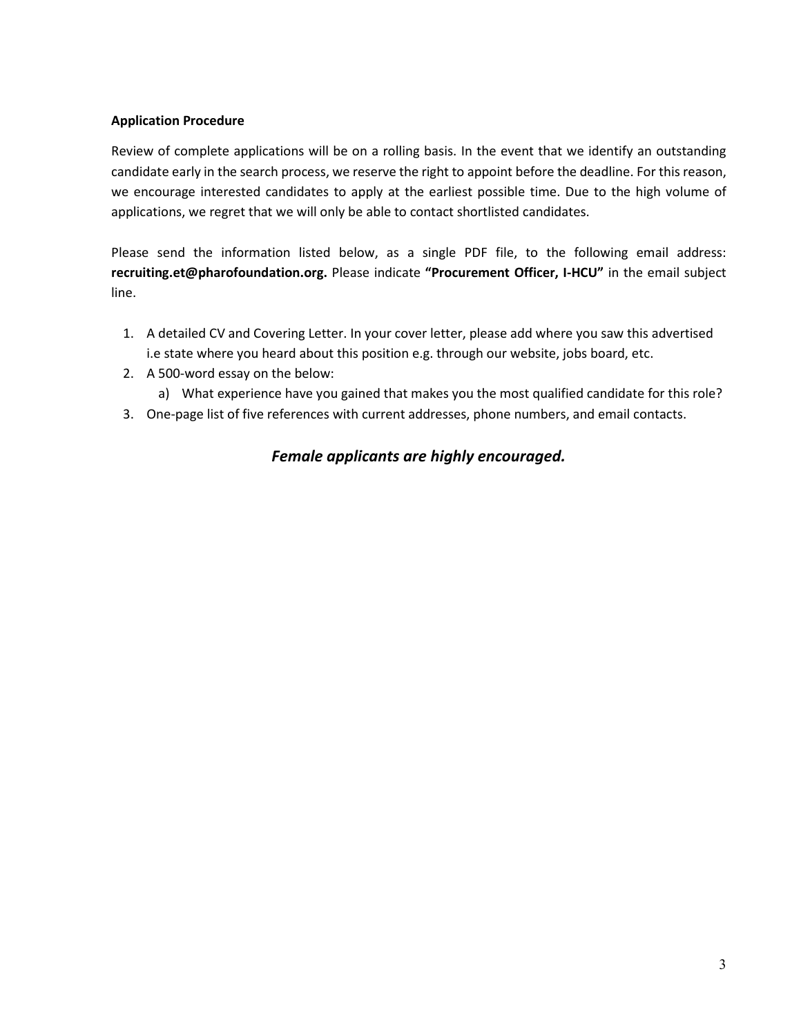**Application Procedure**

Review of complete applications will be on a rolling basis. In the event that we identify an outstanding candidate early in the search process, we reserve the right to appoint before the deadline. For this reason, we encourage interested candidates to apply at the earliest possible time. Due to the high volume of applications, we regret that we will only be able to contact shortlisted candidates.

Please send the information listed below, as a single PDF file, to the following email address: **recruiting.et@pharofoundation.org.** Please indicate **"Procurement Officer, I-HCU"** in the email subject line.

1. A detailed CV and Covering Letter. In your cover letter, please add where you saw this advertised i.e state where you heard about this position e.g. through our website, jobs board, etc.
2. A 500-word essay on the below:
   a) What experience have you gained that makes you the most qualified candidate for this role?
3. One-page list of five references with current addresses, phone numbers, and email contacts.

***Female applicants are highly encouraged.***